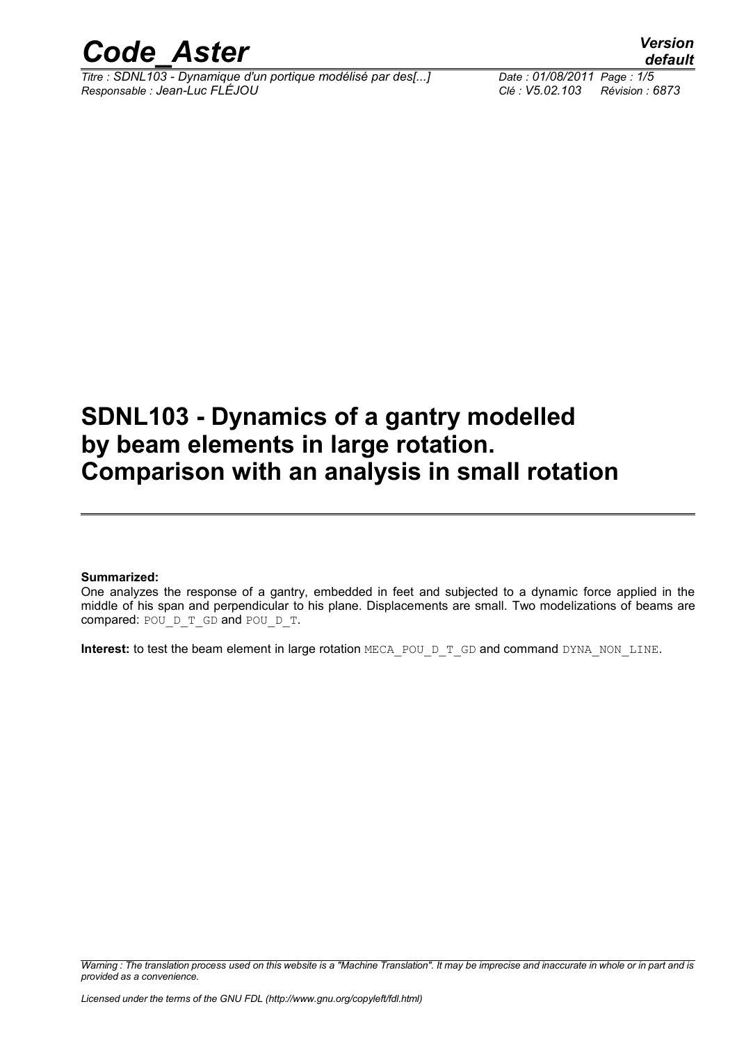# SDNL103 - Dynamics of a gantry modelled by beam elements in large rotation. Comparison with an analysis in small rotation

**Summarized:**

One analyzes the response of a gantry, embedded in feet and subjected to a dynamic force applied in the middle of his span and perpendicular to his plane. Displacements are small. Two modelizations of beams are compared: POU_D_T_GD and POU_D_T.

**Interest:** to test the beam element in large rotation MECA_POU_D_T_GD and command DYNA_NON_LINE.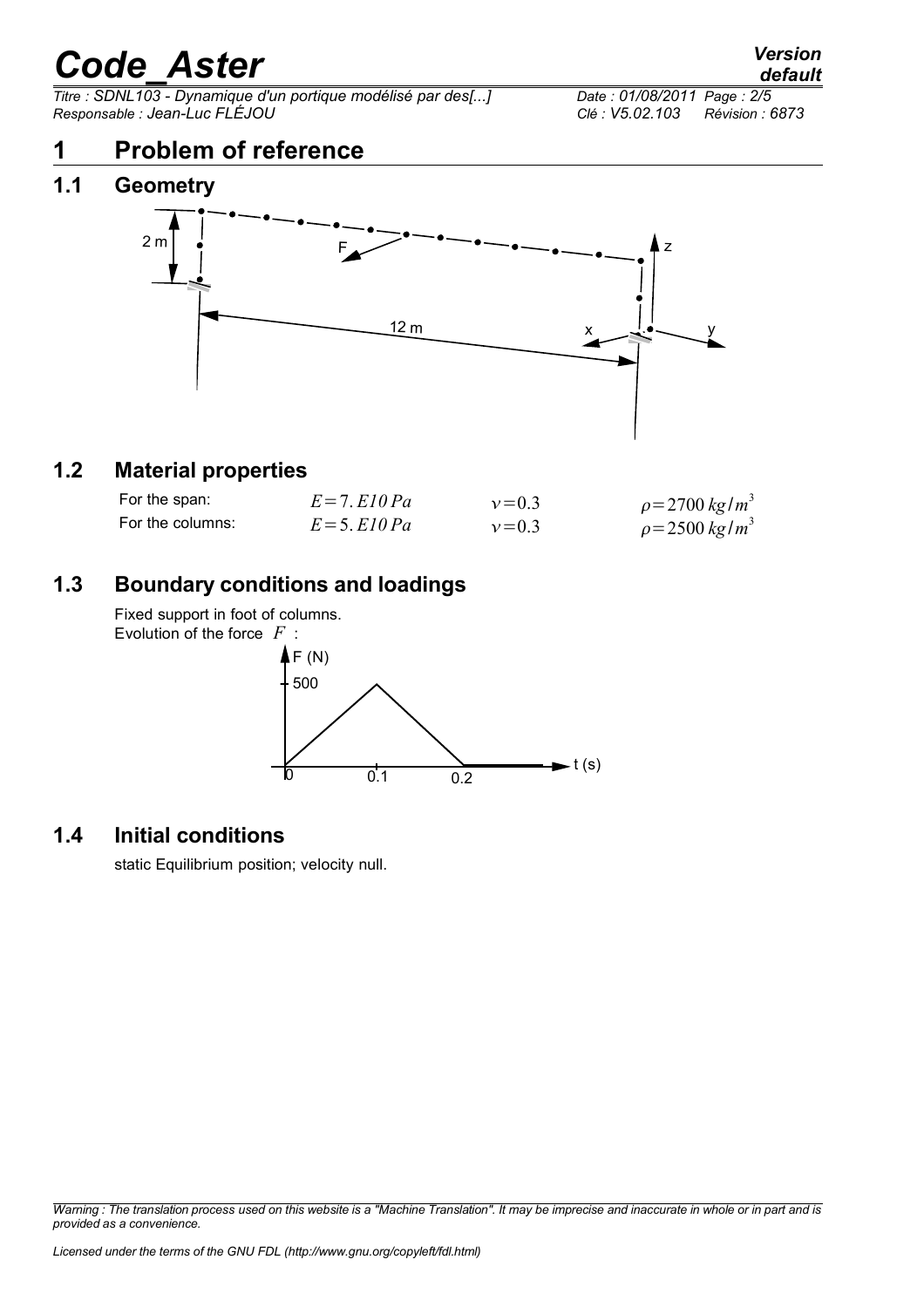# 1 Problem of reference

## 1.1 Geometry

## 1.2 Material properties

| | | | |
|---|---|---|---|
| For the span: | $E=7.E10\,Pa$ | $\nu=0.3$ | $\rho=2700\,kg/m^3$ |
| For the columns: | $E=5.E10\,Pa$ | $\nu=0.3$ | $\rho=2500\,kg/m^3$ |

## 1.3 Boundary conditions and loadings

Fixed support in foot of columns.
Evolution of the force $F$ :

## 1.4 Initial conditions

static Equilibrium position; velocity null.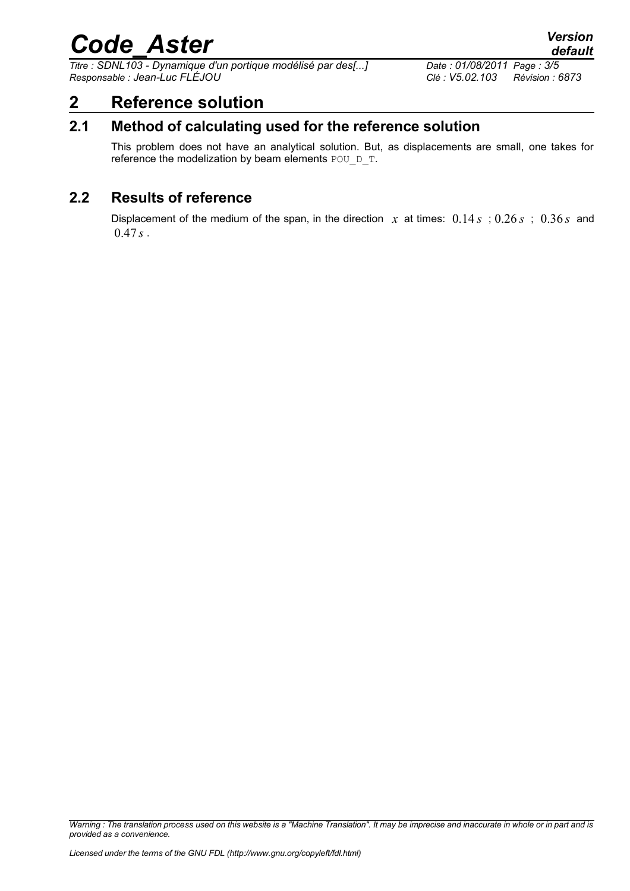# 2 Reference solution

## 2.1 Method of calculating used for the reference solution

This problem does not have an analytical solution. But, as displacements are small, one takes for reference the modelization by beam elements POU_D_T.

## 2.2 Results of reference

Displacement of the medium of the span, in the direction $x$ at times: $0.14\,s$ ; $0.26\,s$ ; $0.36\,s$ and $0.47\,s$.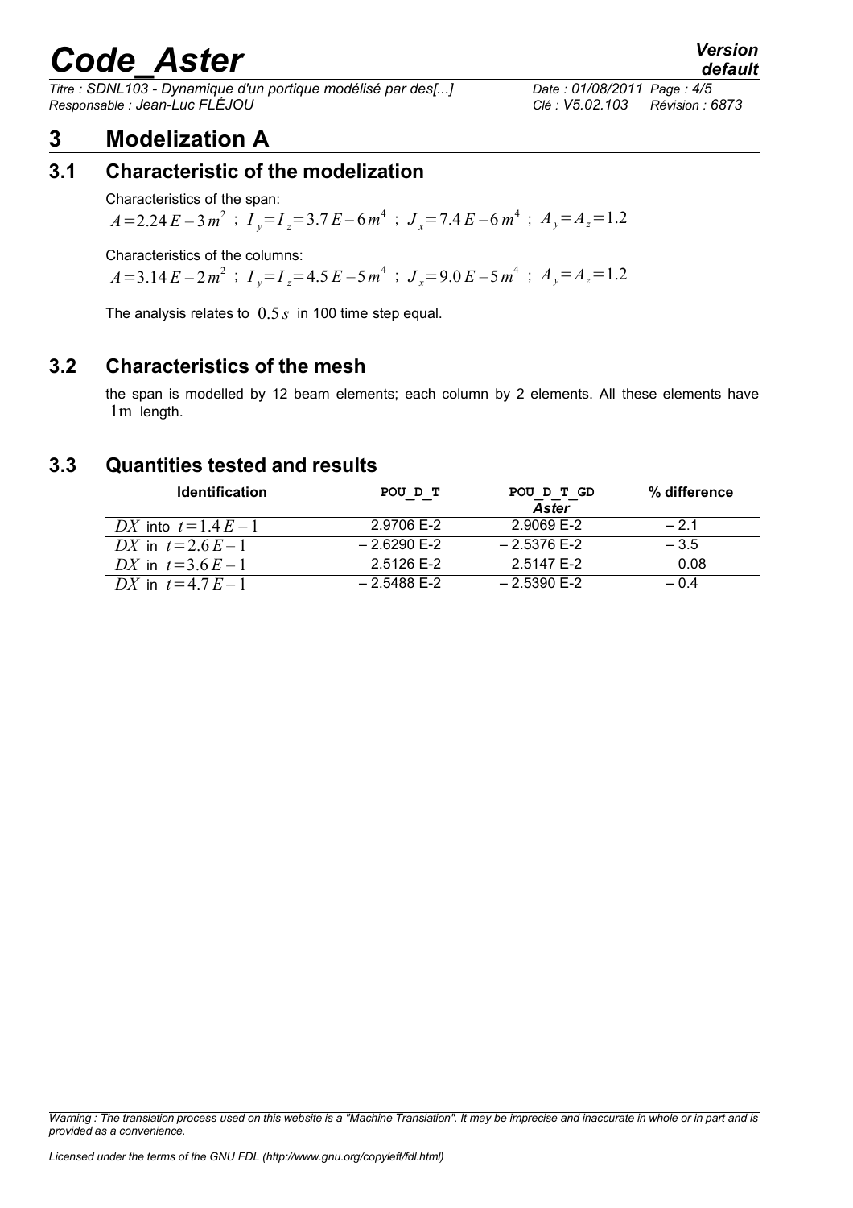# 3 Modelization A

## 3.1 Characteristic of the modelization

Characteristics of the span:

$A=2.24\,E-3\,m^2$ ; $I_y=I_z=3.7\,E-6\,m^4$ ; $J_x=7.4\,E-6\,m^4$ ; $A_y=A_z=1.2$

Characteristics of the columns:

$A=3.14\,E-2\,m^2$ ; $I_y=I_z=4.5\,E-5\,m^4$ ; $J_x=9.0\,E-5\,m^4$ ; $A_y=A_z=1.2$

The analysis relates to $0.5\,s$ in 100 time step equal.

## 3.2 Characteristics of the mesh

the span is modelled by 12 beam elements; each column by 2 elements. All these elements have $1\text{m}$ length.

## 3.3 Quantities tested and results

| Identification | POU_D_T | POU_D_T_GD *Aster* | % difference |
|---|---|---|---|
| $DX$ into $t=1.4\,E-1$ | 2.9706 E-2 | 2.9069 E-2 | – 2.1 |
| $DX$ in $t=2.6\,E-1$ | – 2.6290 E-2 | – 2.5376 E-2 | – 3.5 |
| $DX$ in $t=3.6\,E-1$ | 2.5126 E-2 | 2.5147 E-2 | 0.08 |
| $DX$ in $t=4.7\,E-1$ | – 2.5488 E-2 | – 2.5390 E-2 | – 0.4 |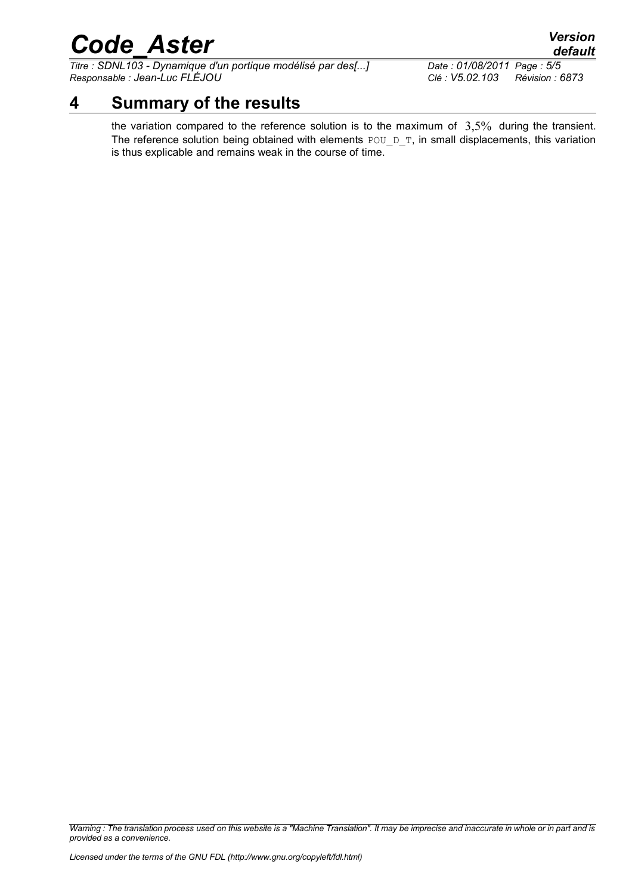# 4 Summary of the results

the variation compared to the reference solution is to the maximum of $3{,}5\%$ during the transient. The reference solution being obtained with elements POU_D_T, in small displacements, this variation is thus explicable and remains weak in the course of time.